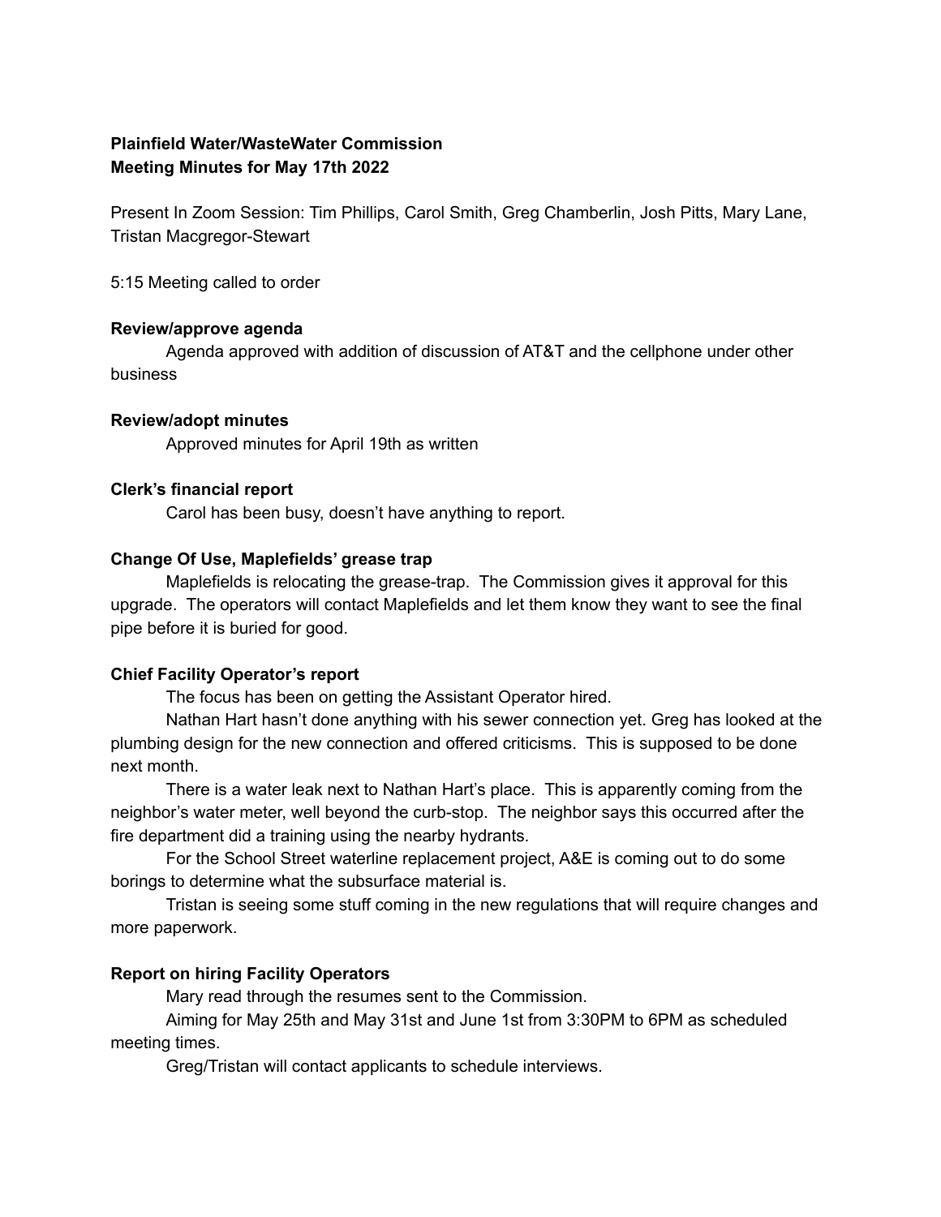**Plainfield Water/WasteWater Commission**
**Meeting Minutes for May 17th 2022**

Present In Zoom Session: Tim Phillips, Carol Smith, Greg Chamberlin, Josh Pitts, Mary Lane, Tristan Macgregor-Stewart

5:15 Meeting called to order

**Review/approve agenda**

Agenda approved with addition of discussion of AT&T and the cellphone under other business

**Review/adopt minutes**

Approved minutes for April 19th as written

**Clerk's financial report**

Carol has been busy, doesn't have anything to report.

**Change Of Use, Maplefields' grease trap**

Maplefields is relocating the grease-trap. The Commission gives it approval for this upgrade. The operators will contact Maplefields and let them know they want to see the final pipe before it is buried for good.

**Chief Facility Operator's report**

The focus has been on getting the Assistant Operator hired.

Nathan Hart hasn't done anything with his sewer connection yet. Greg has looked at the plumbing design for the new connection and offered criticisms. This is supposed to be done next month.

There is a water leak next to Nathan Hart's place. This is apparently coming from the neighbor's water meter, well beyond the curb-stop. The neighbor says this occurred after the fire department did a training using the nearby hydrants.

For the School Street waterline replacement project, A&E is coming out to do some borings to determine what the subsurface material is.

Tristan is seeing some stuff coming in the new regulations that will require changes and more paperwork.

**Report on hiring Facility Operators**

Mary read through the resumes sent to the Commission.

Aiming for May 25th and May 31st and June 1st from 3:30PM to 6PM as scheduled meeting times.

Greg/Tristan will contact applicants to schedule interviews.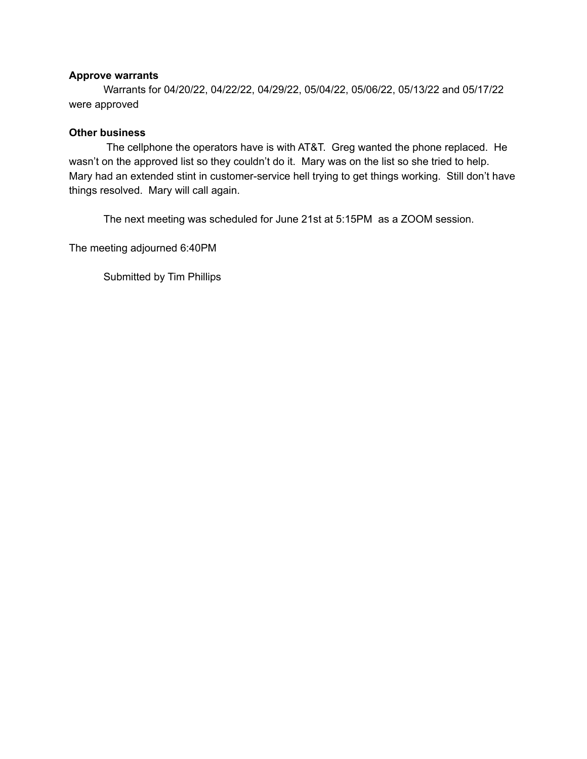**Approve warrants**

Warrants for 04/20/22, 04/22/22, 04/29/22, 05/04/22, 05/06/22, 05/13/22 and 05/17/22 were approved

**Other business**

The cellphone the operators have is with AT&T. Greg wanted the phone replaced. He wasn't on the approved list so they couldn't do it. Mary was on the list so she tried to help. Mary had an extended stint in customer-service hell trying to get things working. Still don't have things resolved. Mary will call again.

The next meeting was scheduled for June 21st at 5:15PM as a ZOOM session.

The meeting adjourned 6:40PM

Submitted by Tim Phillips